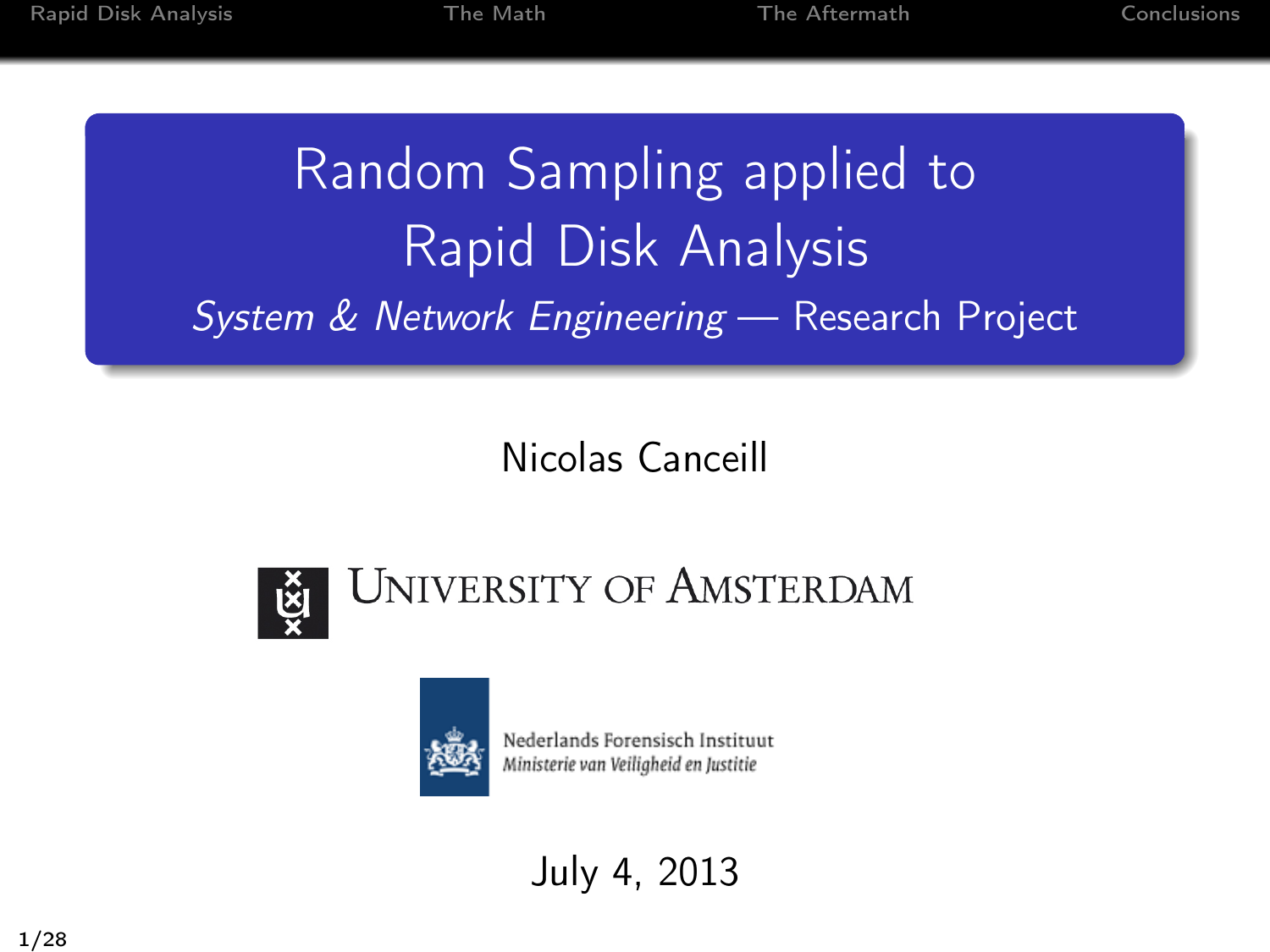# Random Sampling applied to Rapid Disk Analysis

*System & Network Engineering* — Research Project

Nicolas Canceill

University of Amsterdam

Nederlands Forensisch Instituut
*Ministerie van Veiligheid en Justitie*

July 4, 2013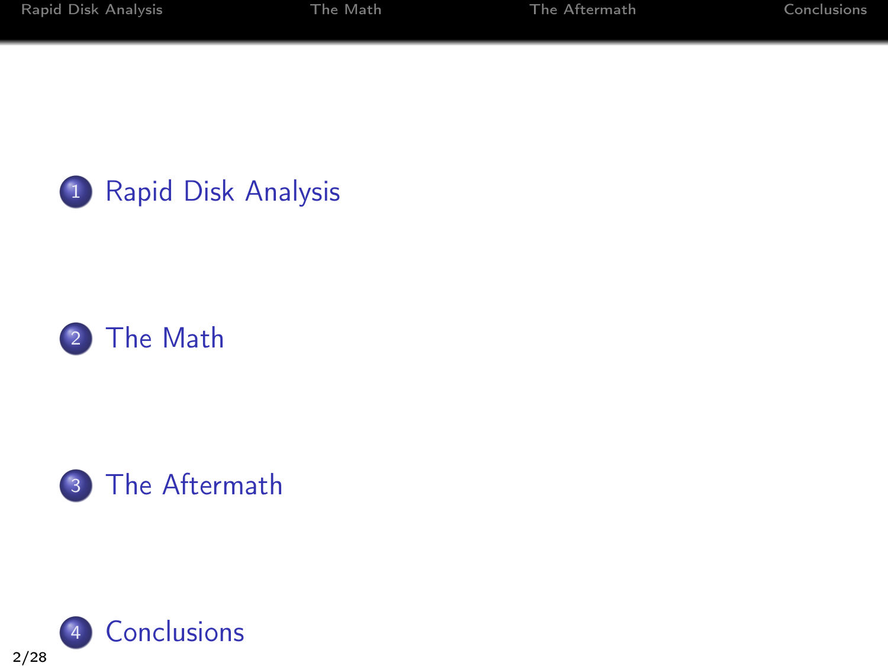1. Rapid Disk Analysis
2. The Math
3. The Aftermath
4. Conclusions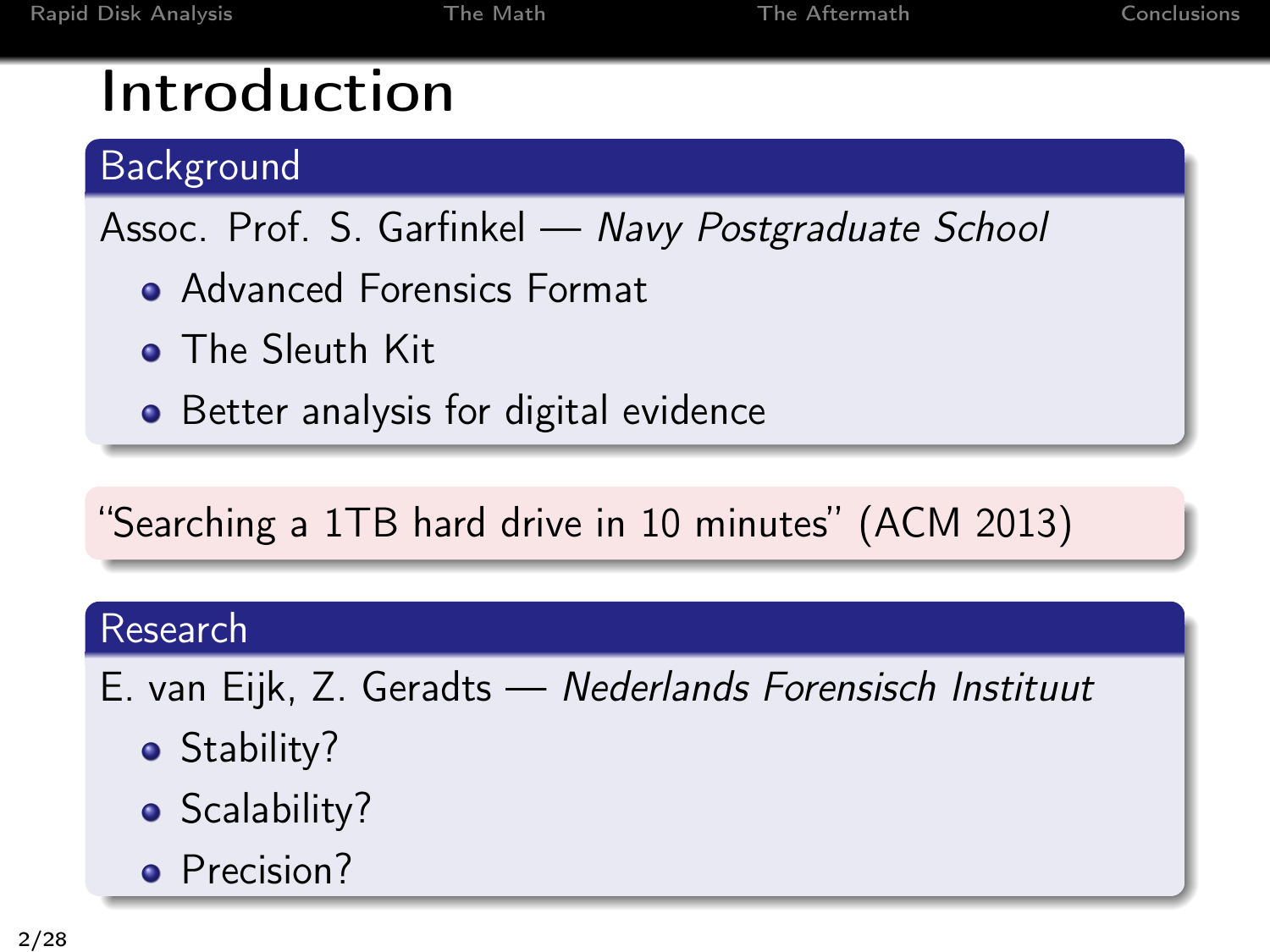# Introduction

## Background

Assoc. Prof. S. Garfinkel — *Navy Postgraduate School*

- Advanced Forensics Format
- The Sleuth Kit
- Better analysis for digital evidence

"Searching a 1TB hard drive in 10 minutes" (ACM 2013)

## Research

E. van Eijk, Z. Geradts — *Nederlands Forensisch Instituut*

- Stability?
- Scalability?
- Precision?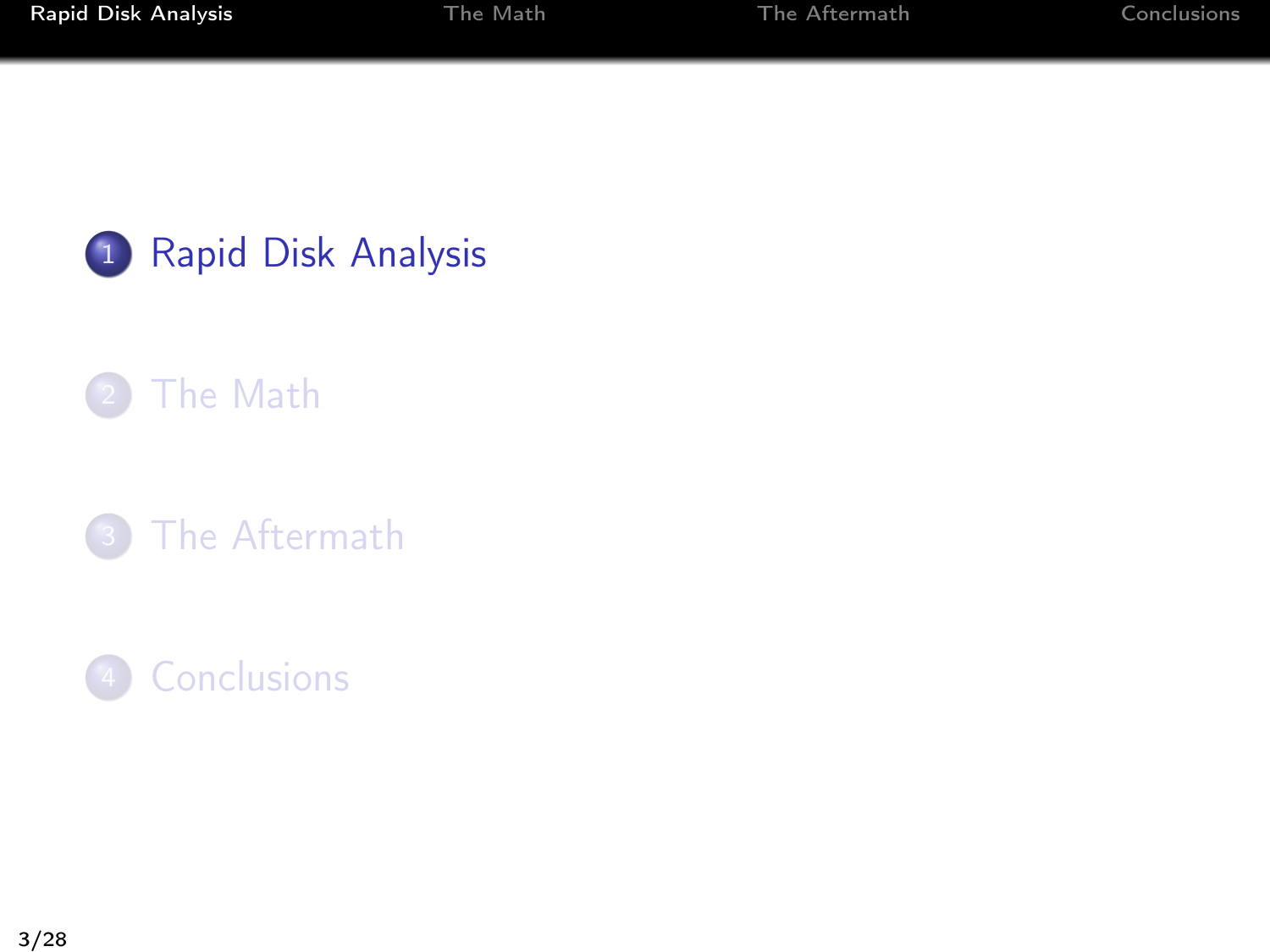1. Rapid Disk Analysis
2. The Math
3. The Aftermath
4. Conclusions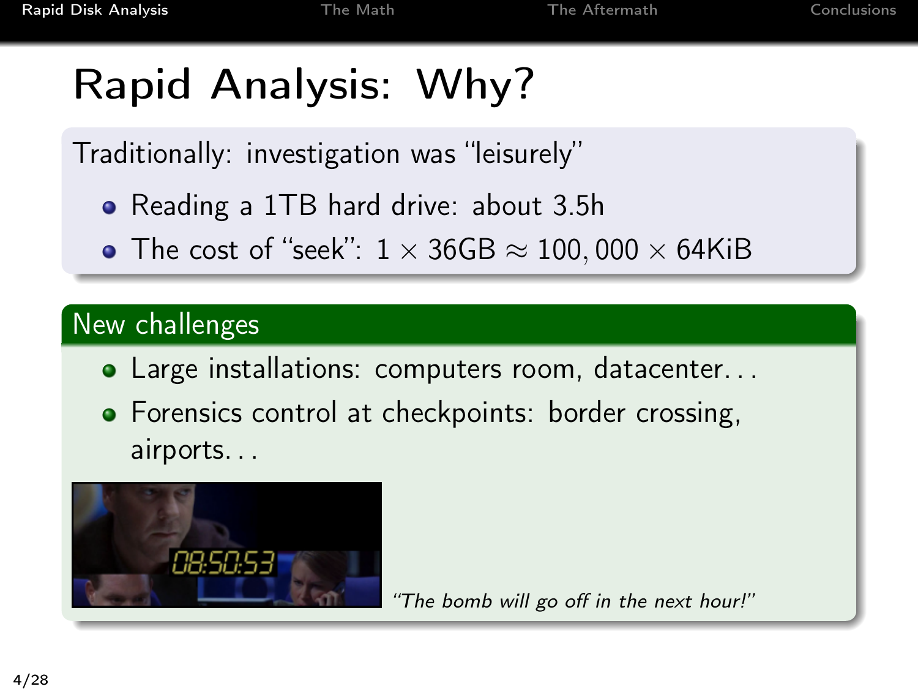# Rapid Analysis: Why?

Traditionally: investigation was "leisurely"

- Reading a 1TB hard drive: about 3.5h
- The cost of "seek": $1 \times 36\text{GB} \approx 100,000 \times 64\text{KiB}$

## New challenges

- Large installations: computers room, datacenter...
- Forensics control at checkpoints: border crossing, airports...

*"The bomb will go off in the next hour!"*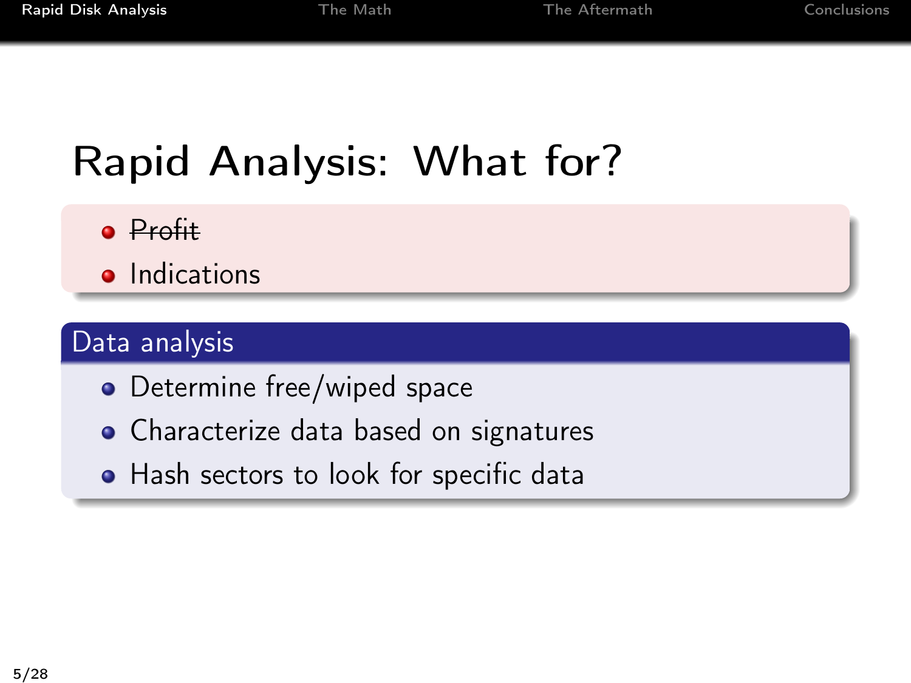# Rapid Analysis: What for?

- ~~Profit~~
- Indications

**Data analysis**

- Determine free/wiped space
- Characterize data based on signatures
- Hash sectors to look for specific data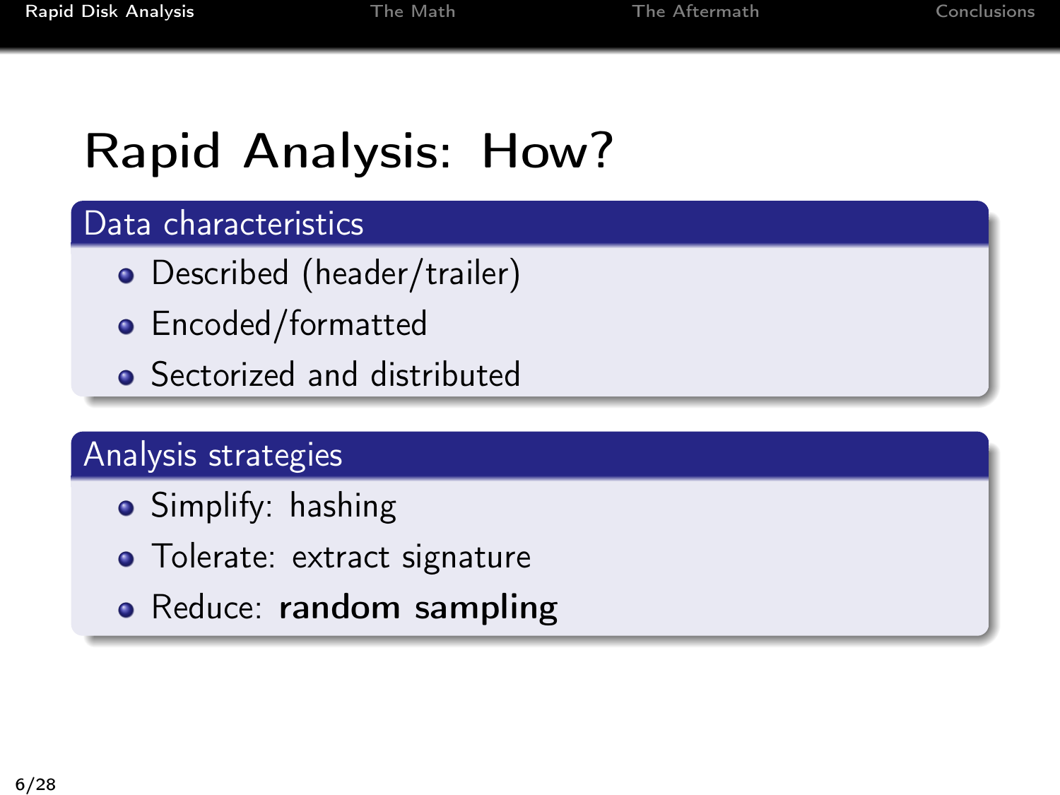# Rapid Analysis: How?

## Data characteristics

- Described (header/trailer)
- Encoded/formatted
- Sectorized and distributed

## Analysis strategies

- Simplify: hashing
- Tolerate: extract signature
- Reduce: **random sampling**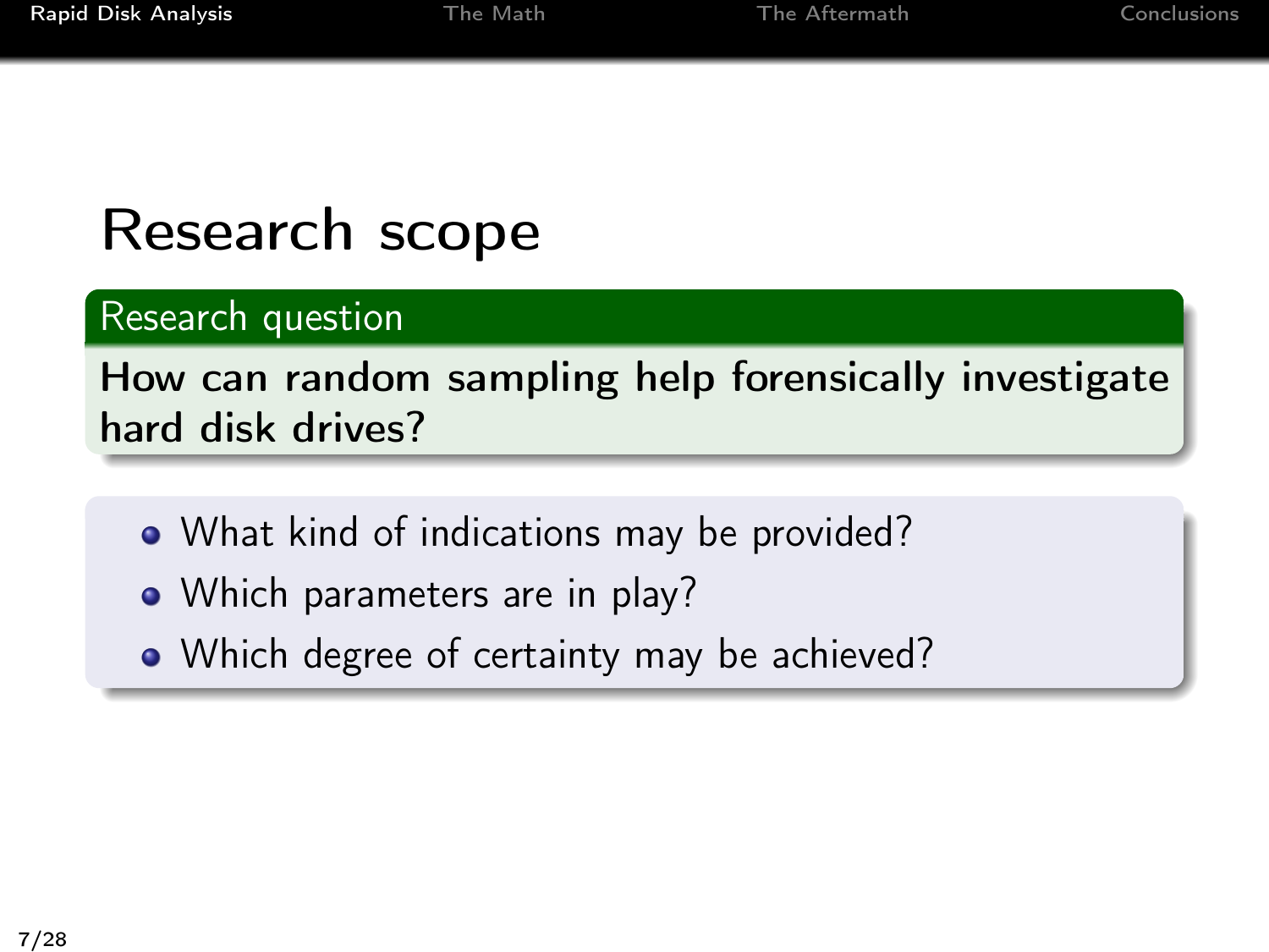# Research scope

**Research question**

**How can random sampling help forensically investigate hard disk drives?**

- What kind of indications may be provided?
- Which parameters are in play?
- Which degree of certainty may be achieved?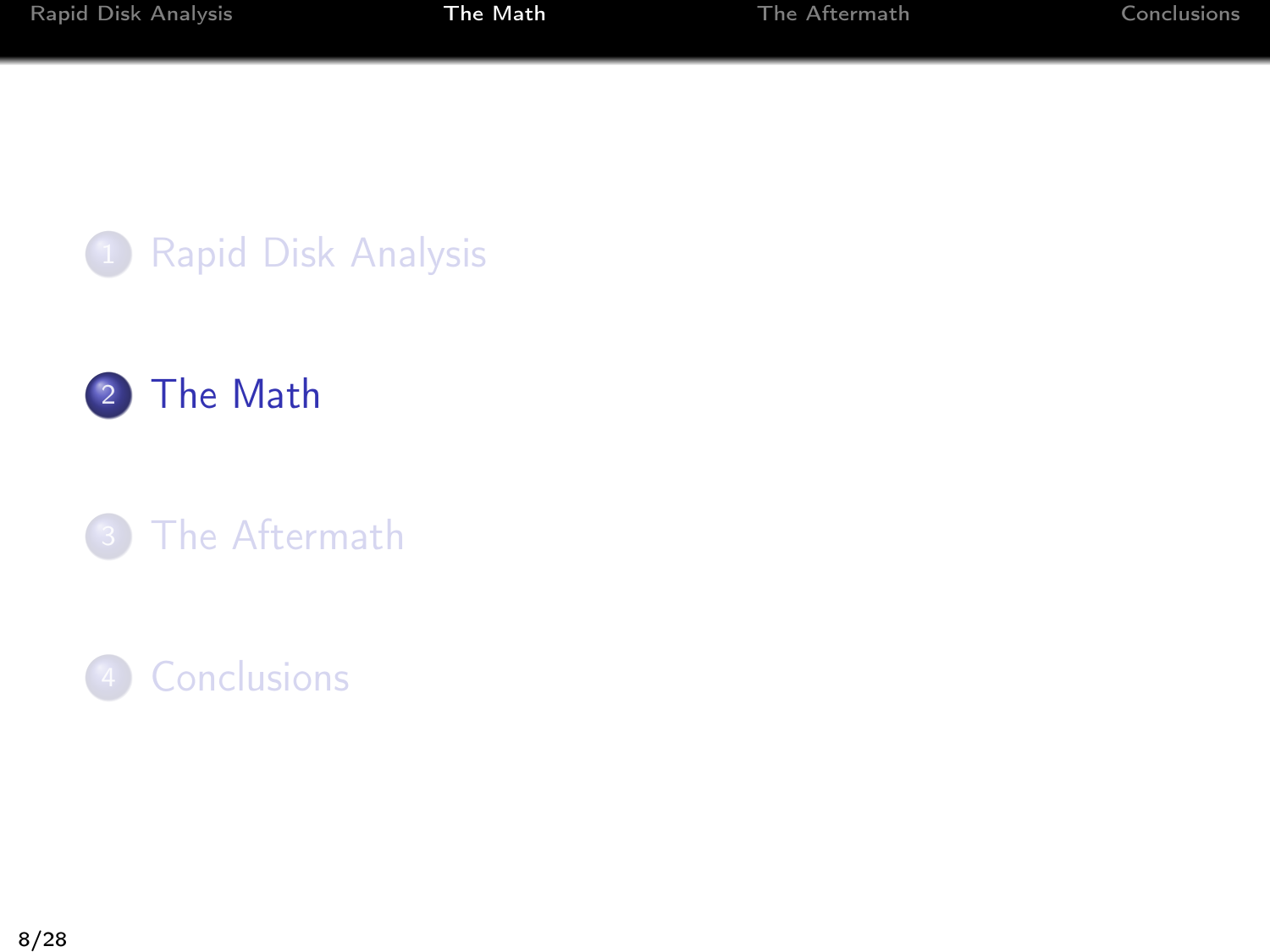1. Rapid Disk Analysis
2. **The Math**
3. The Aftermath
4. Conclusions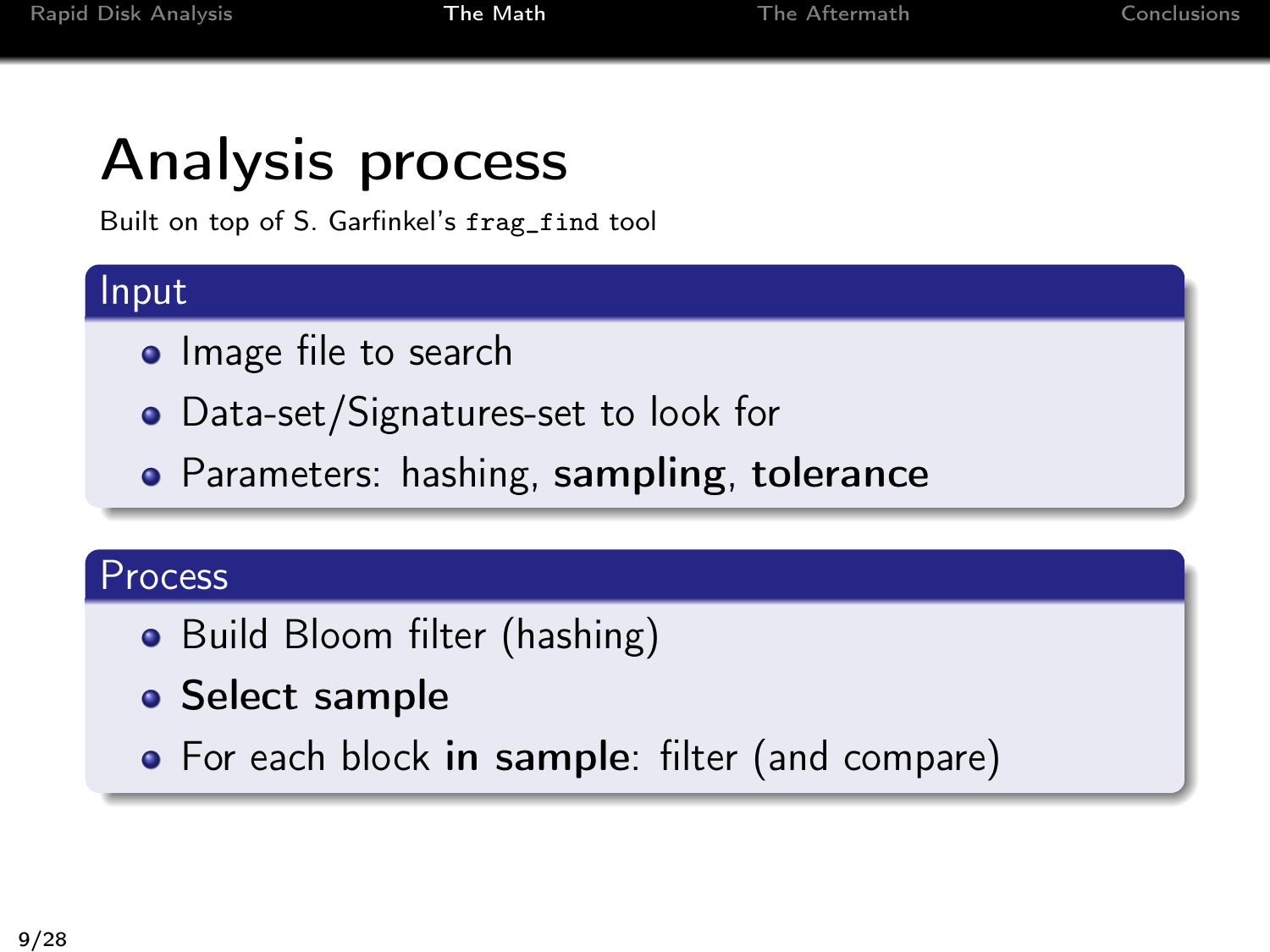# Analysis process

Built on top of S. Garfinkel's `frag_find` tool

## Input

- Image file to search
- Data-set/Signatures-set to look for
- Parameters: hashing, **sampling**, **tolerance**

## Process

- Build Bloom filter (hashing)
- **Select sample**
- For each block **in sample**: filter (and compare)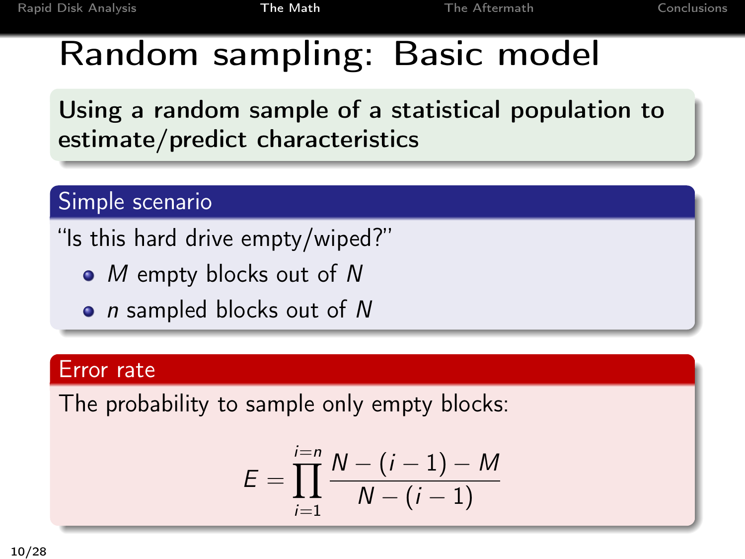# Random sampling: Basic model

**Using a random sample of a statistical population to estimate/predict characteristics**

### Simple scenario

"Is this hard drive empty/wiped?"

- $M$ empty blocks out of $N$
- $n$ sampled blocks out of $N$

### Error rate

The probability to sample only empty blocks:

$$E = \prod_{i=1}^{i=n} \frac{N - (i-1) - M}{N - (i-1)}$$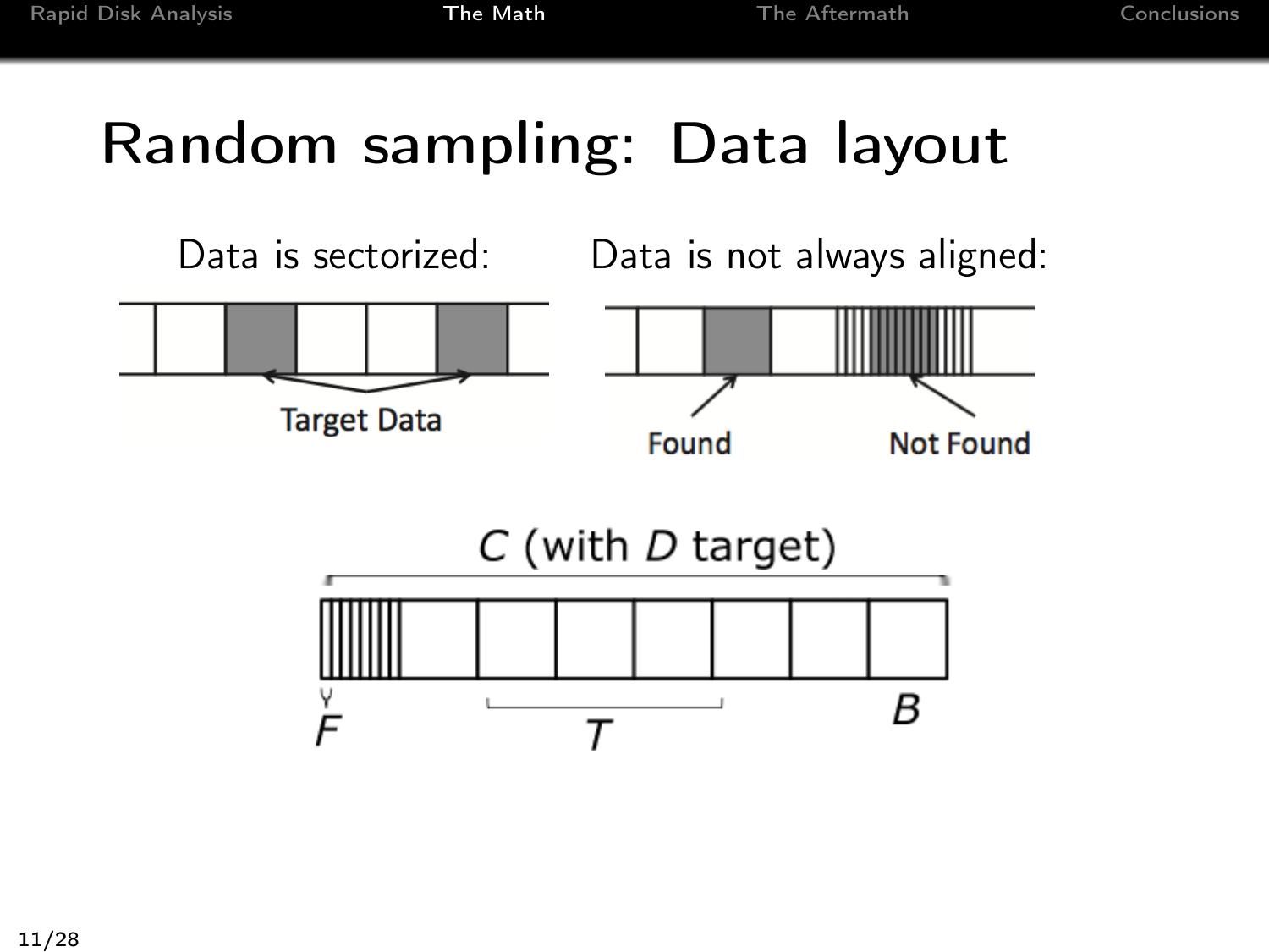# Random sampling: Data layout

Data is sectorized:

Target Data

Data is not always aligned:

Found

Not Found

$C$ (with $D$ target)

$F$

$T$

$B$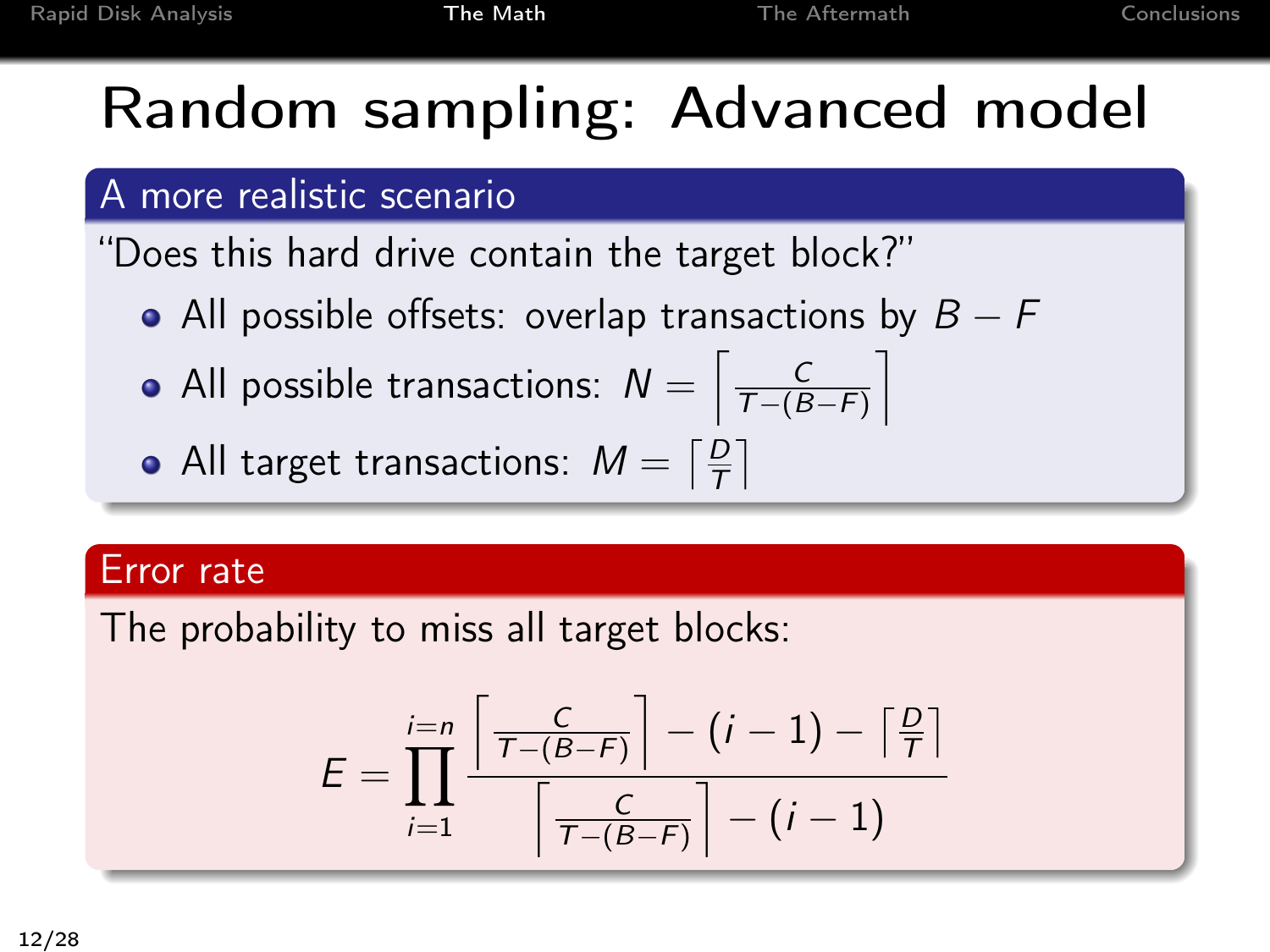# Random sampling: Advanced model

## A more realistic scenario

"Does this hard drive contain the target block?"

- All possible offsets: overlap transactions by $B - F$
- All possible transactions: $N = \left\lceil \frac{C}{T-(B-F)} \right\rceil$
- All target transactions: $M = \left\lceil \frac{D}{T} \right\rceil$

## Error rate

The probability to miss all target blocks:

$$E = \prod_{i=1}^{i=n} \frac{\left\lceil \frac{C}{T-(B-F)} \right\rceil - (i-1) - \left\lceil \frac{D}{T} \right\rceil}{\left\lceil \frac{C}{T-(B-F)} \right\rceil - (i-1)}$$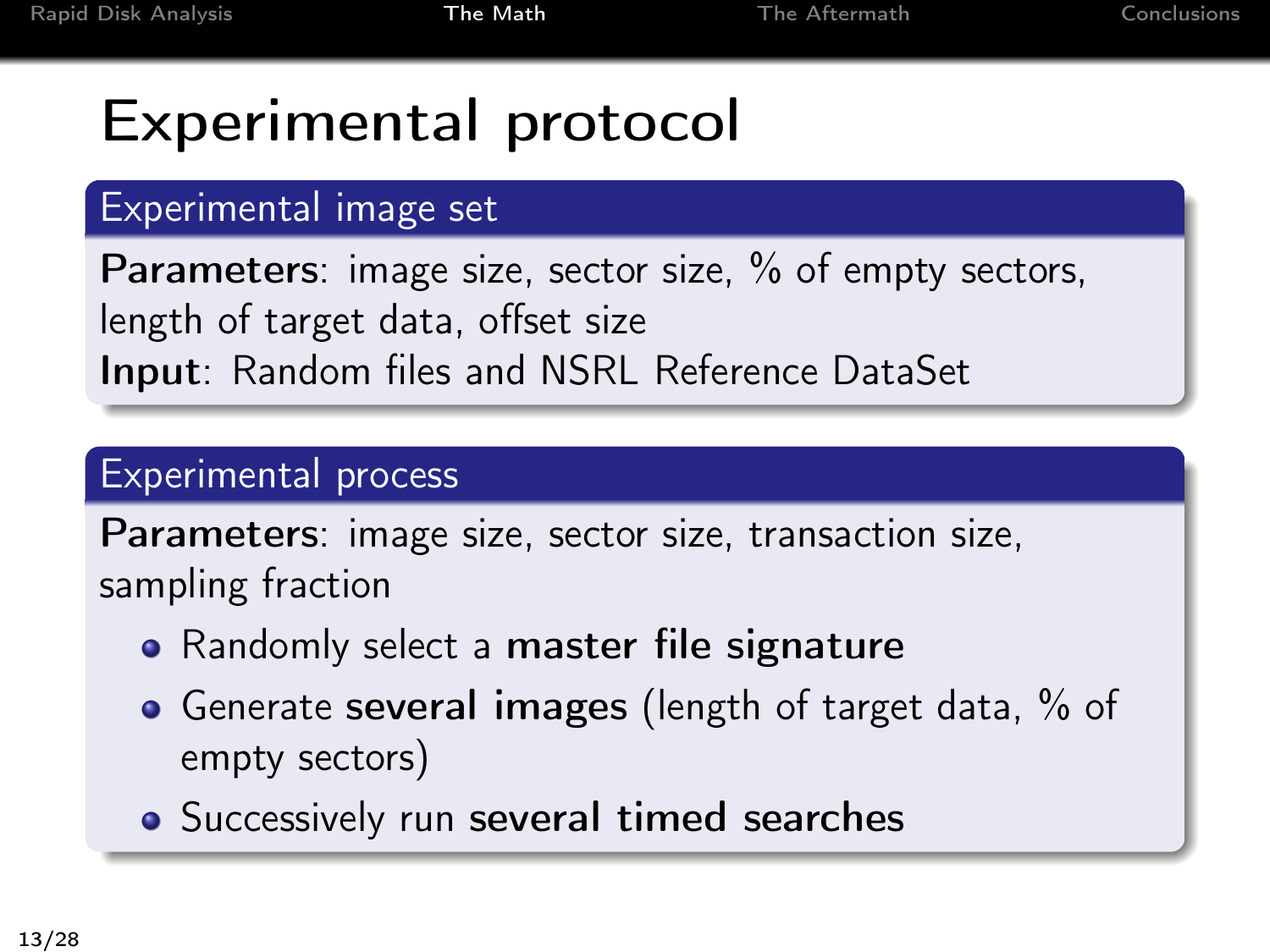# Experimental protocol

## Experimental image set

**Parameters**: image size, sector size, % of empty sectors, length of target data, offset size
**Input**: Random files and NSRL Reference DataSet

## Experimental process

**Parameters**: image size, sector size, transaction size, sampling fraction

- Randomly select a **master file signature**
- Generate **several images** (length of target data, % of empty sectors)
- Successively run **several timed searches**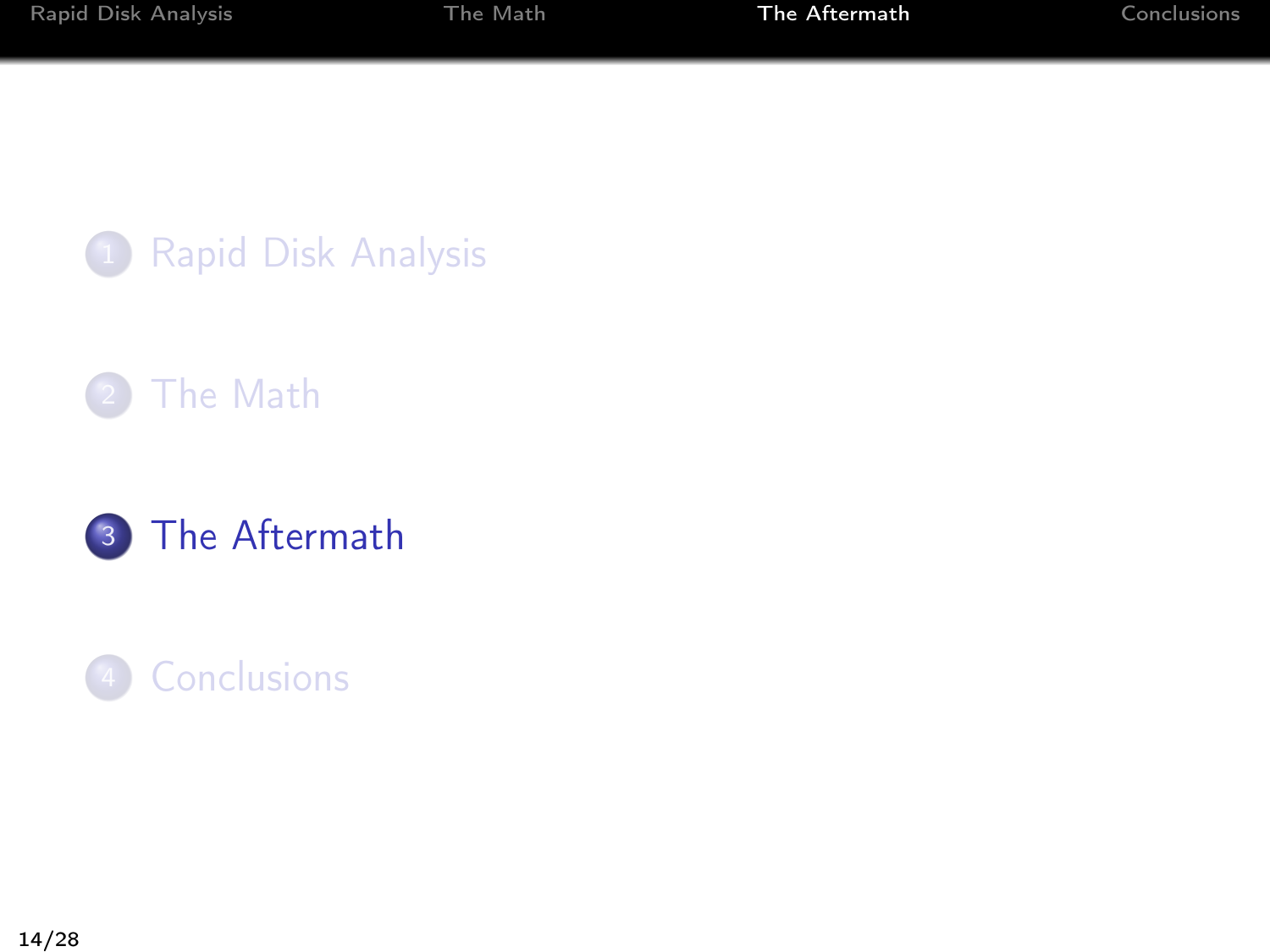1. Rapid Disk Analysis
2. The Math
3. **The Aftermath**
4. Conclusions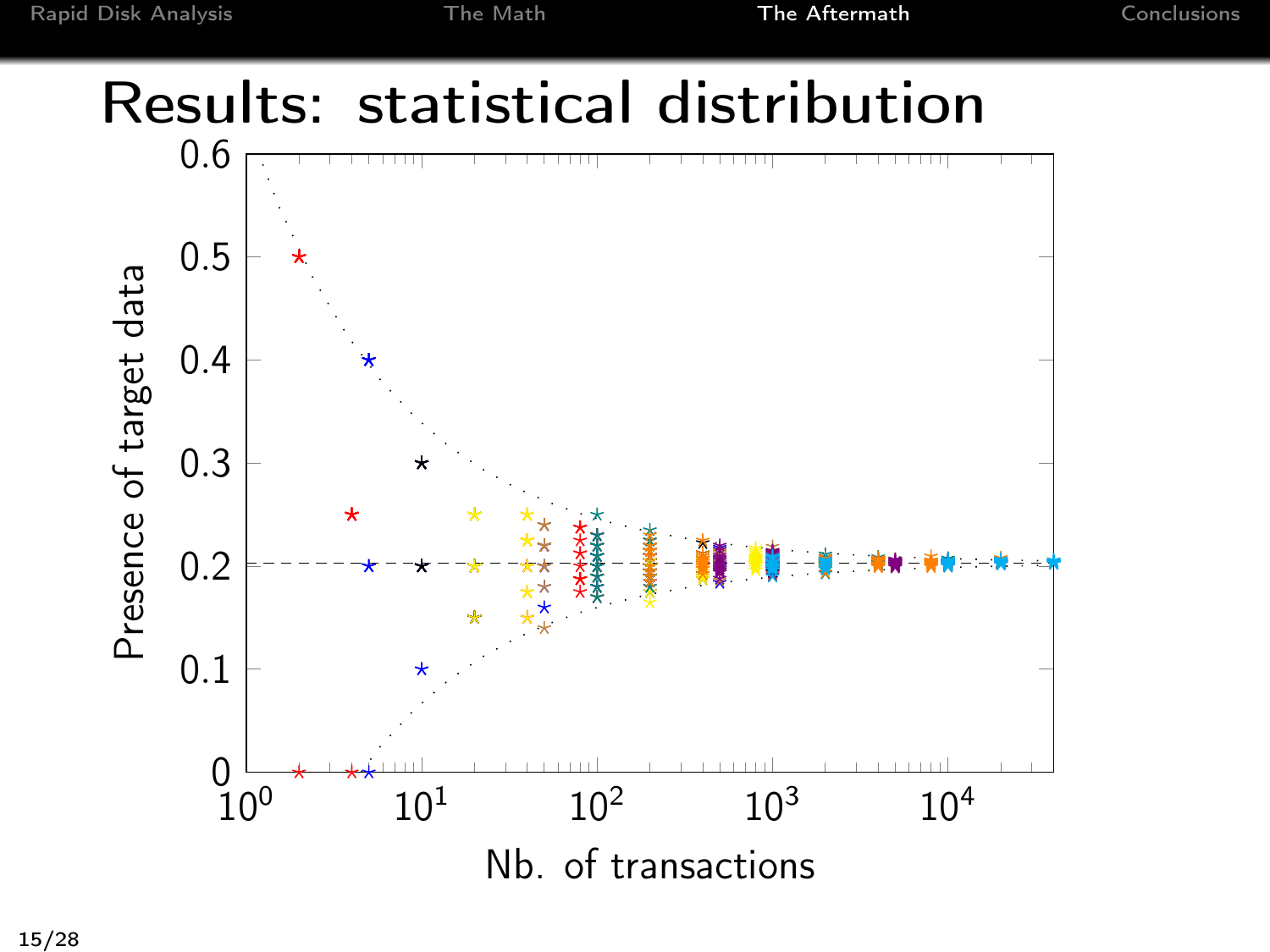# Results: statistical distribution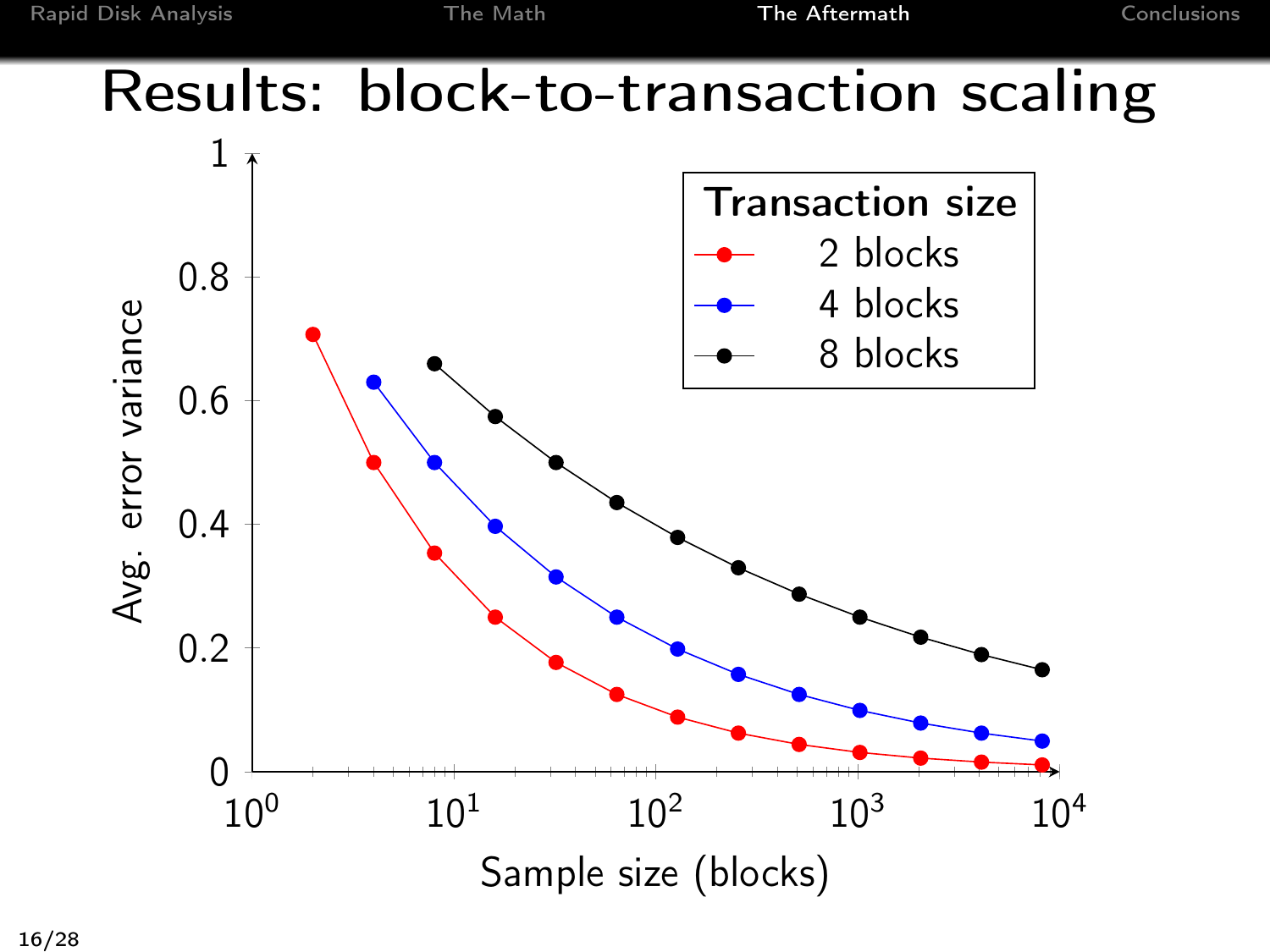# Results: block-to-transaction scaling

Avg. error variance vs. Sample size (blocks)

Transaction size
- 2 blocks
- 4 blocks
- 8 blocks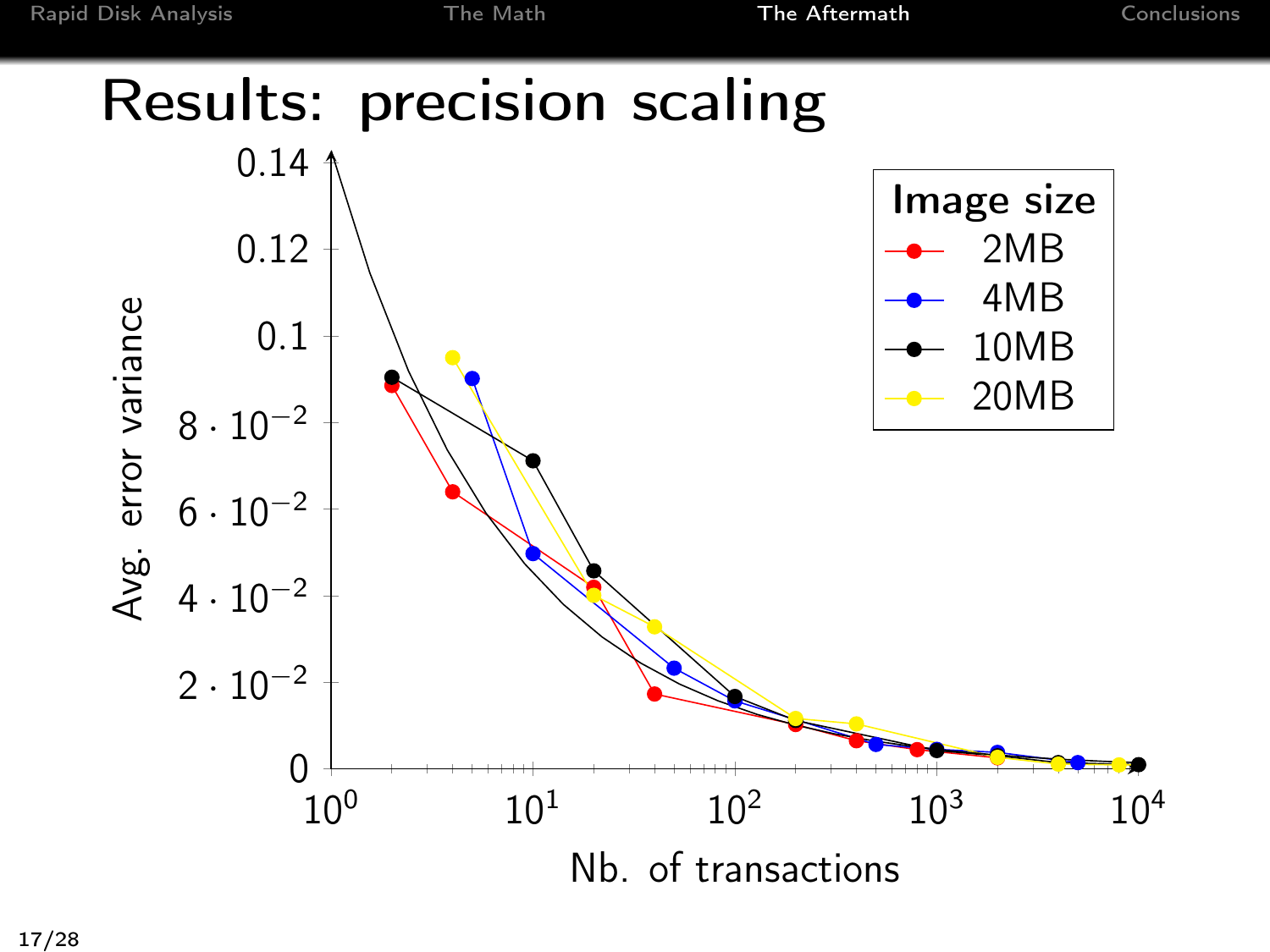# Results: precision scaling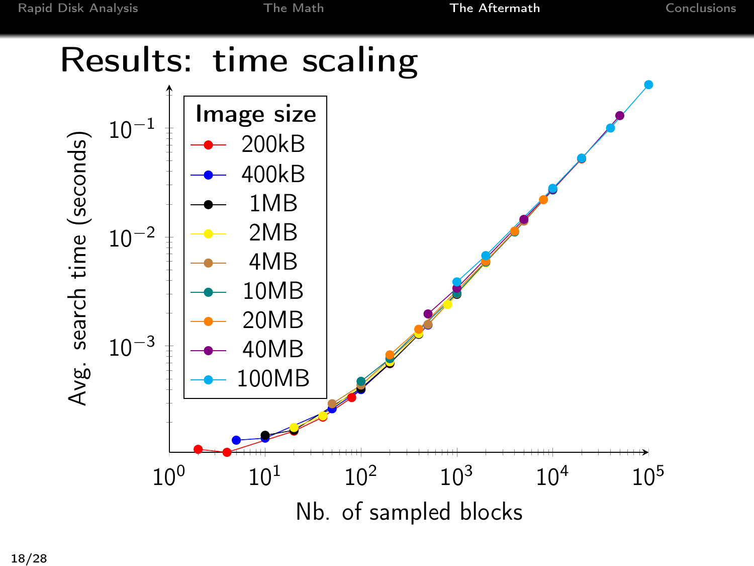# Results: time scaling

Image size: 200kB, 400kB, 1MB, 2MB, 4MB, 10MB, 20MB, 40MB, 100MB

Avg. search time (seconds)

Nb. of sampled blocks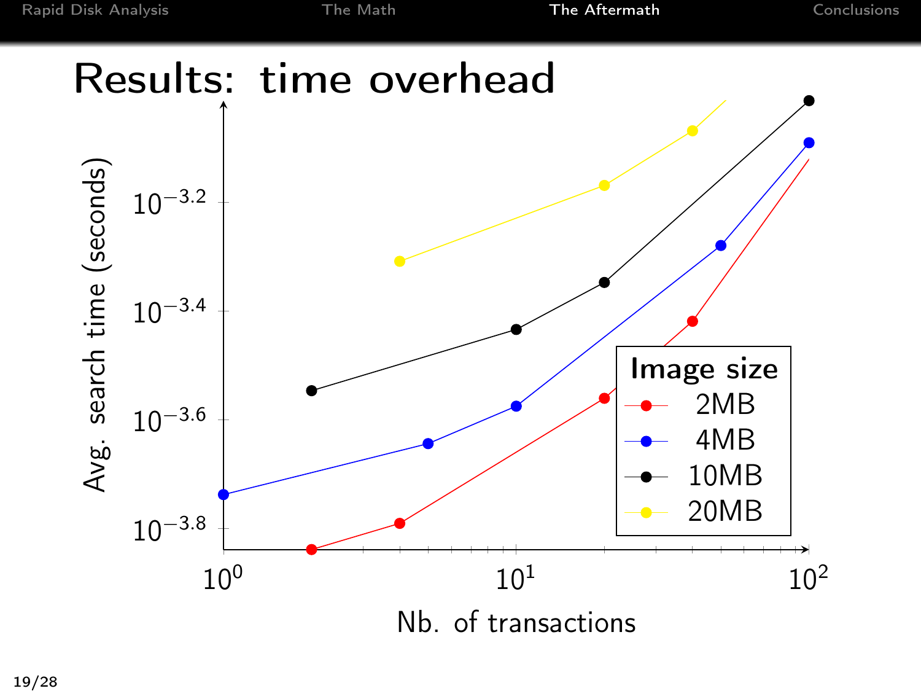# Results: time overhead

Avg. search time (seconds)

$10^{-3.2}$

$10^{-3.4}$

$10^{-3.6}$

$10^{-3.8}$

$10^{0}$ $10^{1}$ $10^{2}$

Nb. of transactions

**Image size**

- 2MB
- 4MB
- 10MB
- 20MB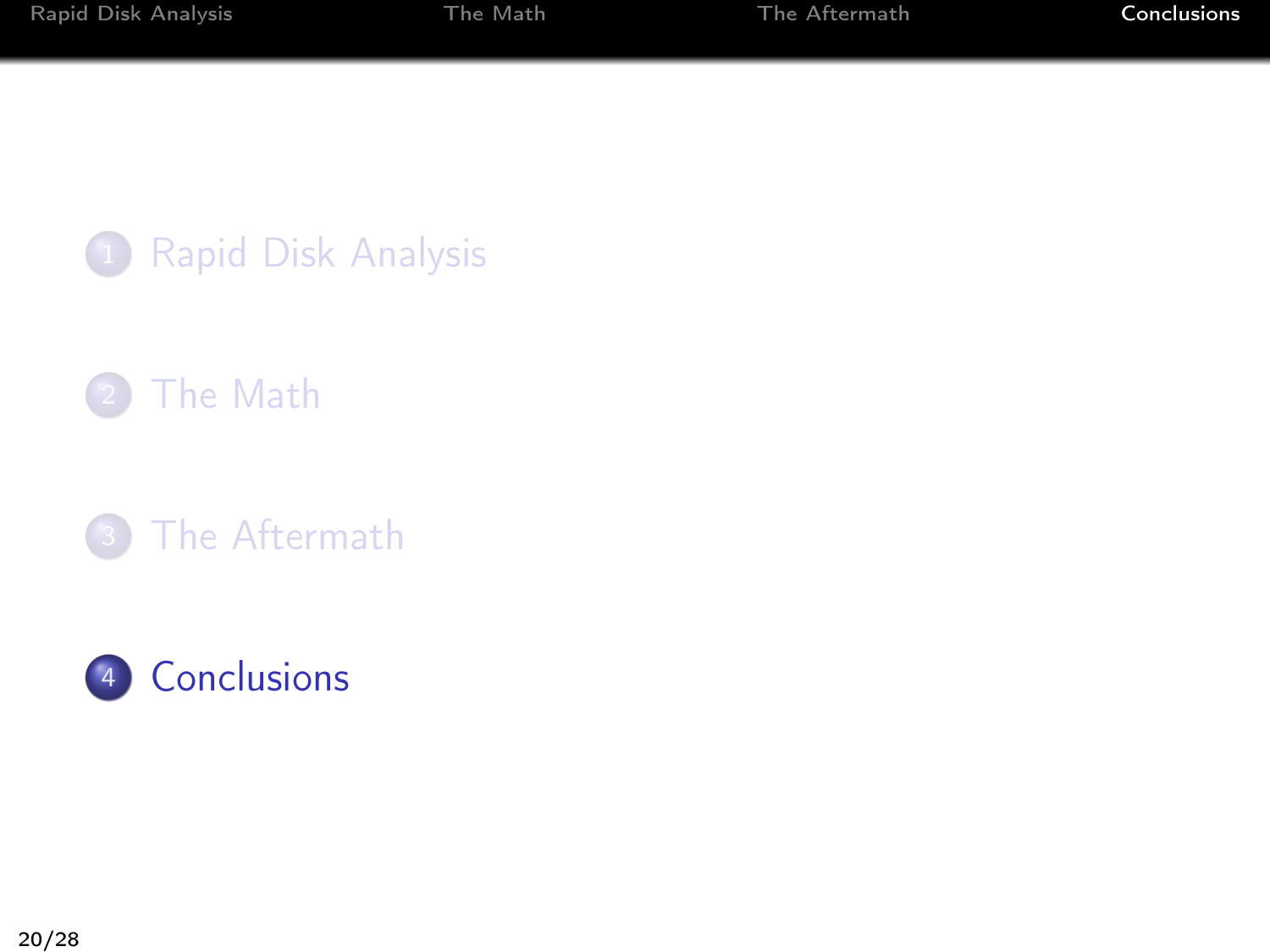1. Rapid Disk Analysis
2. The Math
3. The Aftermath
4. **Conclusions**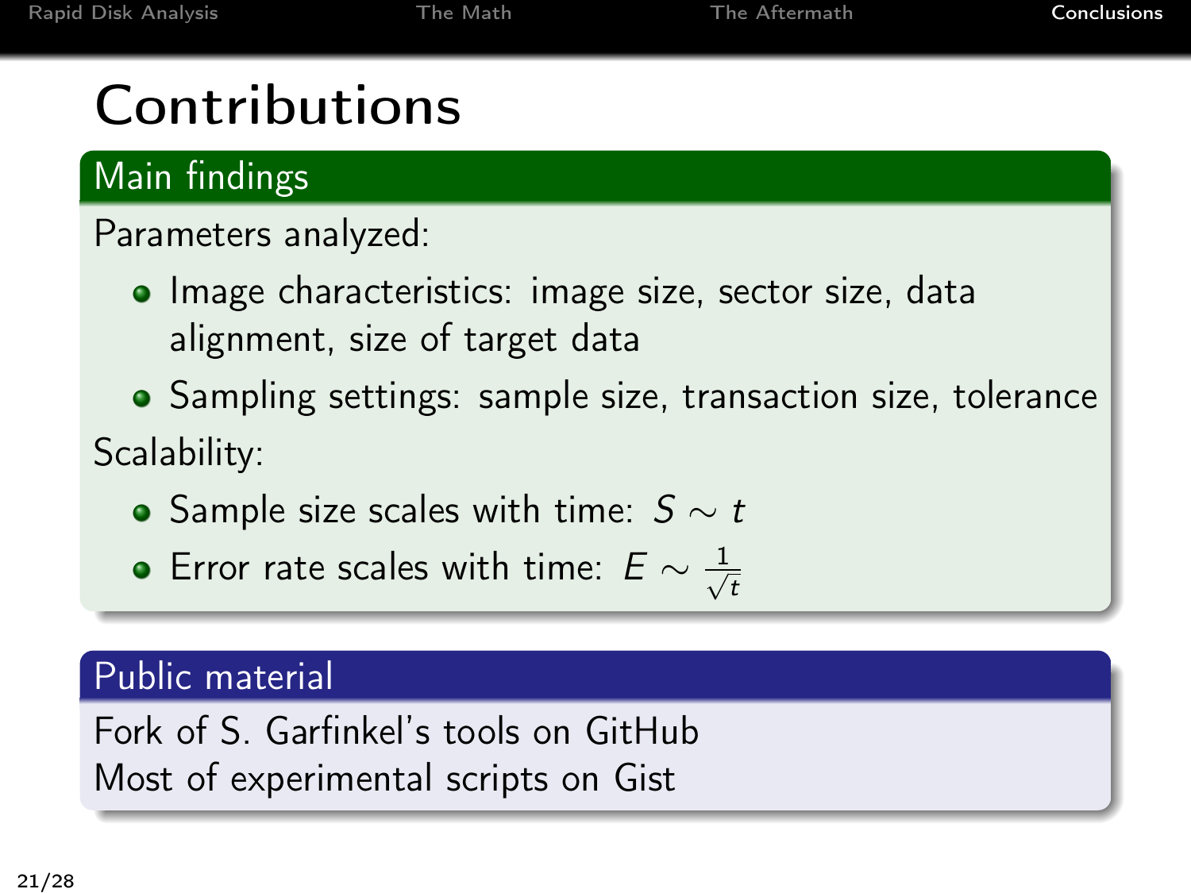# Contributions

## Main findings

Parameters analyzed:

- Image characteristics: image size, sector size, data alignment, size of target data
- Sampling settings: sample size, transaction size, tolerance

Scalability:

- Sample size scales with time: $S \sim t$
- Error rate scales with time: $E \sim \frac{1}{\sqrt{t}}$

## Public material

Fork of S. Garfinkel's tools on GitHub
Most of experimental scripts on Gist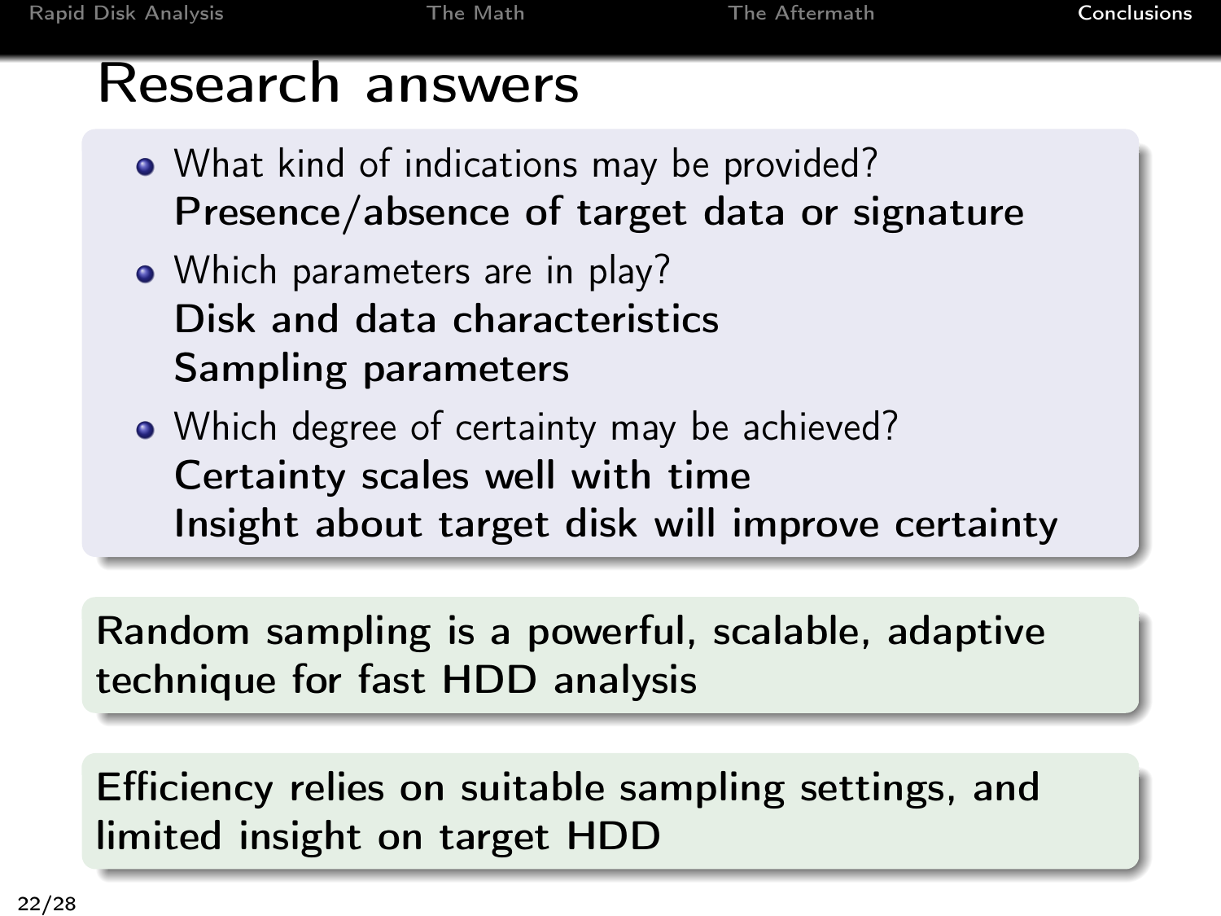# Research answers

- What kind of indications may be provided?
  **Presence/absence of target data or signature**
- Which parameters are in play?
  **Disk and data characteristics**
  **Sampling parameters**
- Which degree of certainty may be achieved?
  **Certainty scales well with time**
  **Insight about target disk will improve certainty**

**Random sampling is a powerful, scalable, adaptive technique for fast HDD analysis**

**Efficiency relies on suitable sampling settings, and limited insight on target HDD**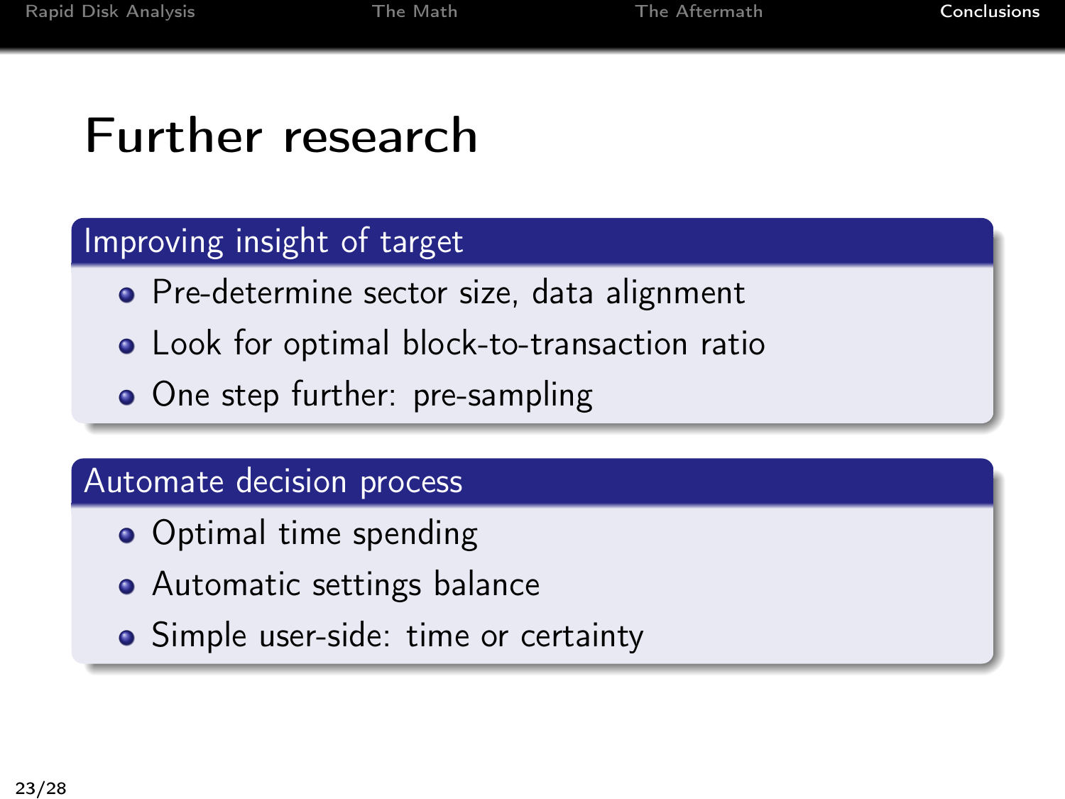# Further research

## Improving insight of target

- Pre-determine sector size, data alignment
- Look for optimal block-to-transaction ratio
- One step further: pre-sampling

## Automate decision process

- Optimal time spending
- Automatic settings balance
- Simple user-side: time or certainty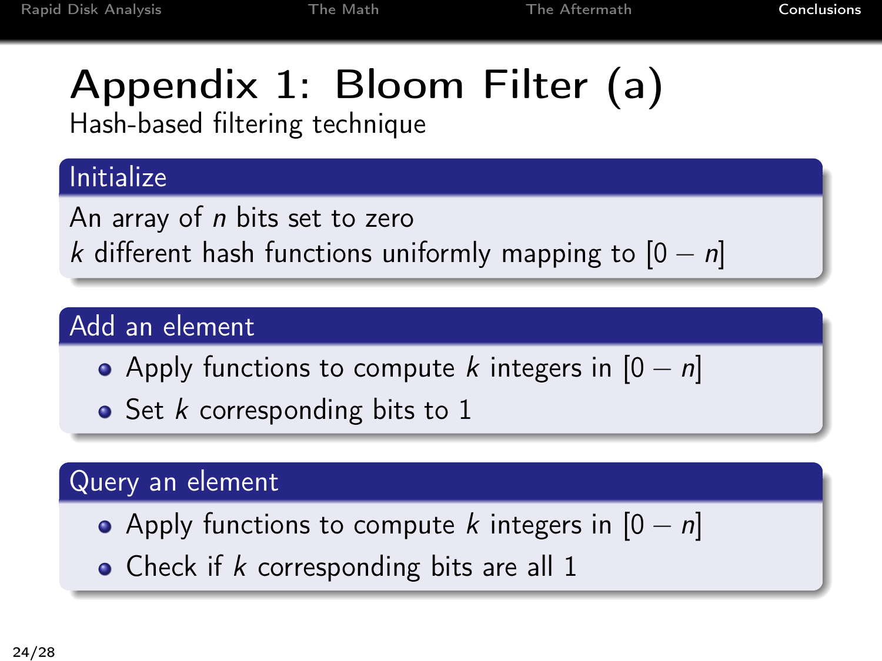# Appendix 1: Bloom Filter (a)

Hash-based filtering technique

## Initialize

An array of $n$ bits set to zero
$k$ different hash functions uniformly mapping to $[0 - n]$

## Add an element

- Apply functions to compute $k$ integers in $[0 - n]$
- Set $k$ corresponding bits to 1

## Query an element

- Apply functions to compute $k$ integers in $[0 - n]$
- Check if $k$ corresponding bits are all 1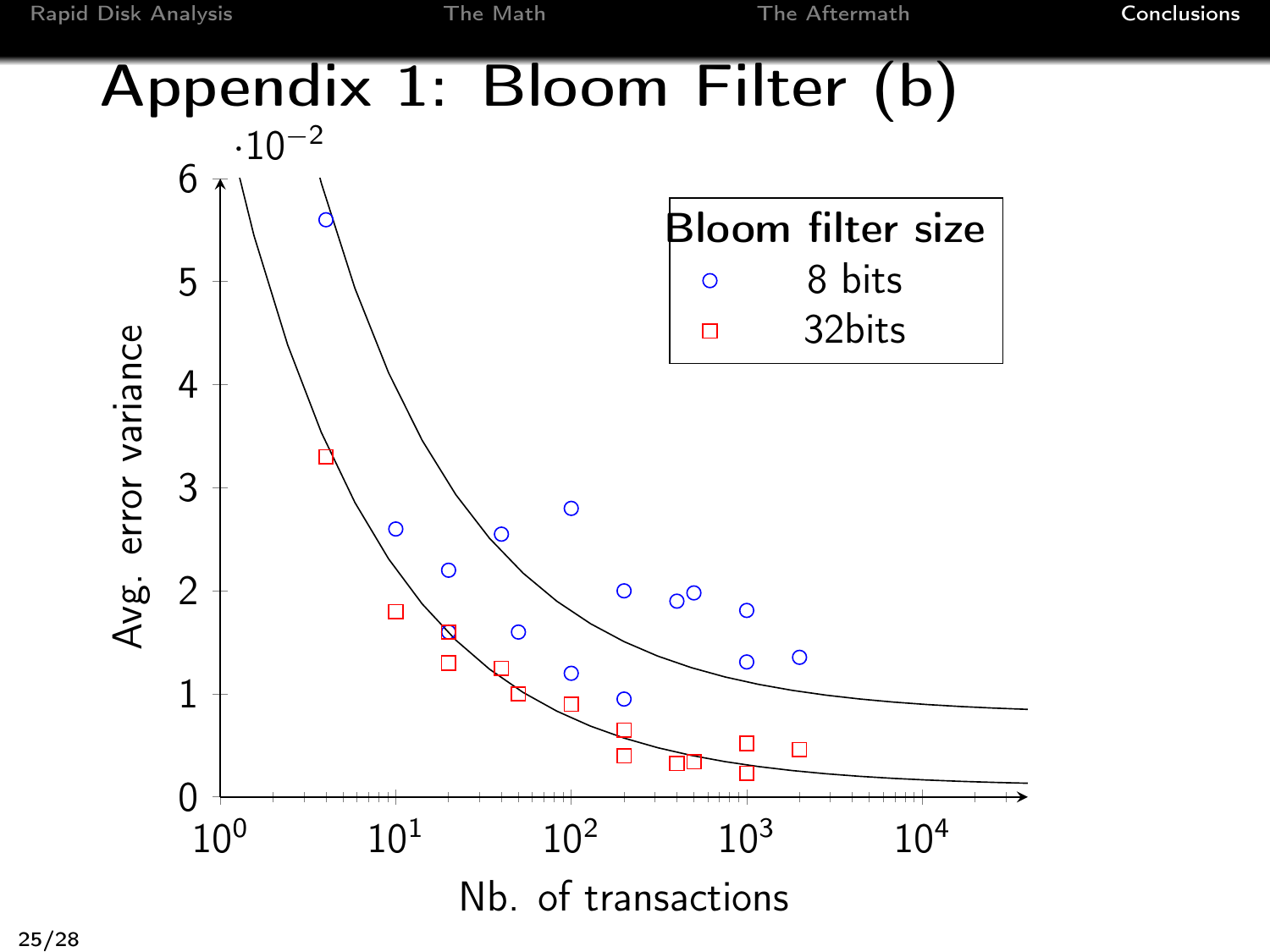# Appendix 1: Bloom Filter (b)

Bloom filter size
- 8 bits
- 32bits

Avg. error variance ($\cdot 10^{-2}$)

Nb. of transactions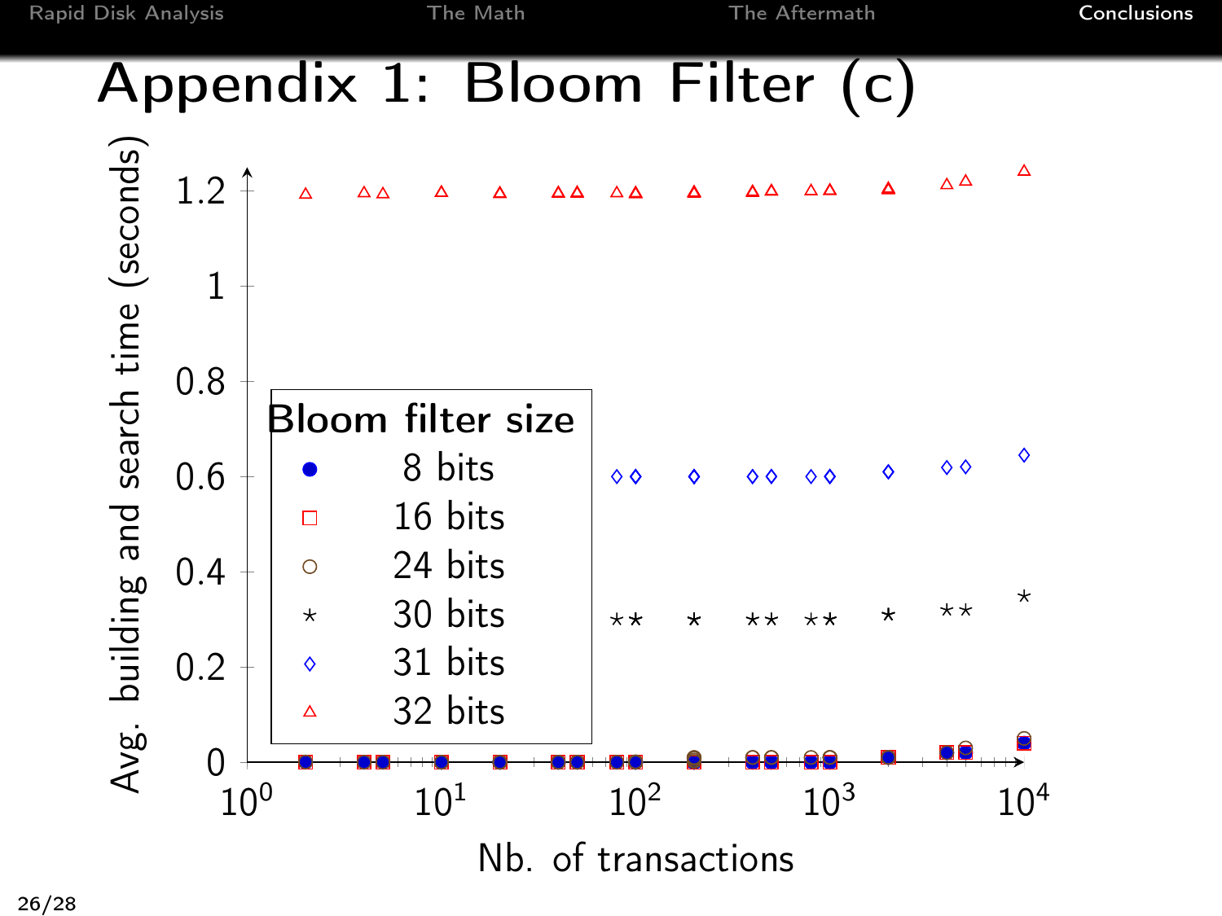# Appendix 1: Bloom Filter (c)

Avg. building and search time (seconds)

Bloom filter size

- 8 bits
- 16 bits
- 24 bits
- 30 bits
- 31 bits
- 32 bits

Nb. of transactions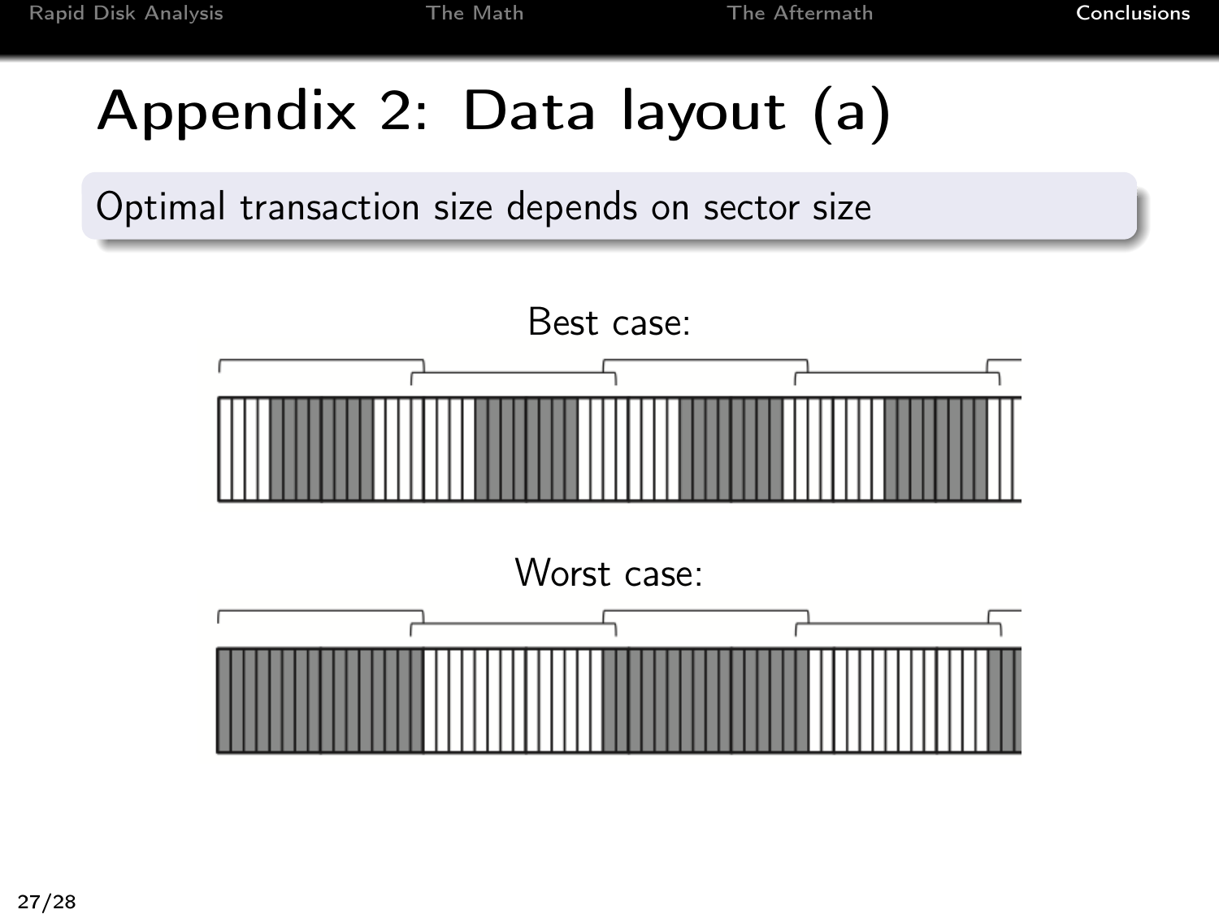# Appendix 2: Data layout (a)

Optimal transaction size depends on sector size

Best case:

Worst case: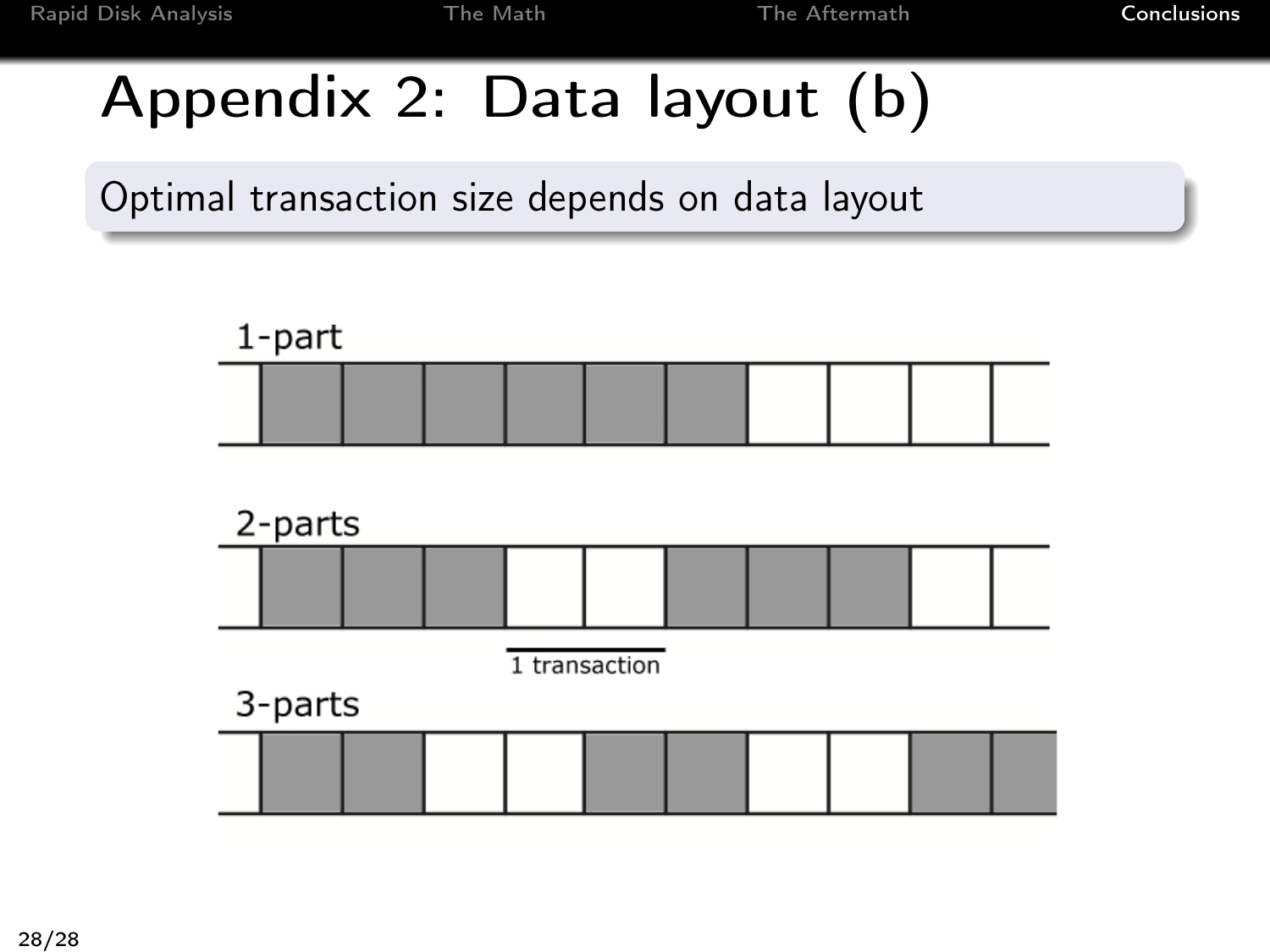# Appendix 2: Data layout (b)

Optimal transaction size depends on data layout

1-part

2-parts

1 transaction

3-parts